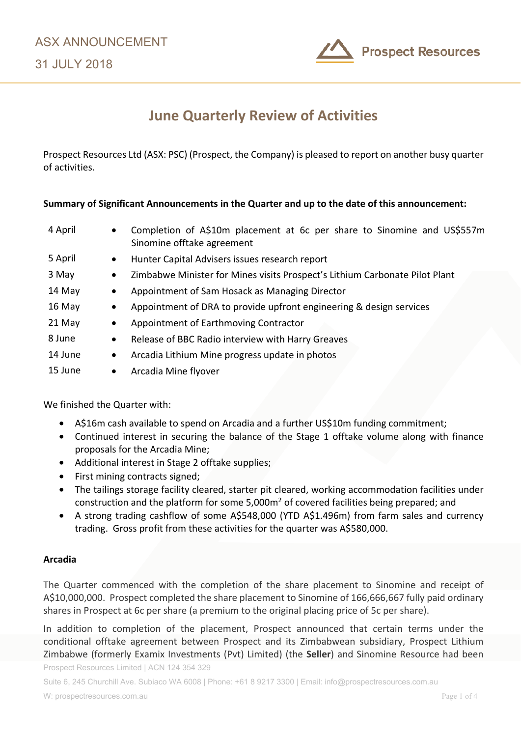ASX ANNOUNCEMENT

31 JULY 2018

# June Quarterly Review of Activities

Prospect Resources Ltd (ASX: PSC) (Prospect, the Company) is pleased to report on another busy quarter of activities.

**Summary of Significant Announcements in the Quarter and up to the date of this announcement:**

| | |
|---|---|
| 4 April | • Completion of A$10m placement at 6c per share to Sinomine and US$557m Sinomine offtake agreement |
| 5 April | • Hunter Capital Advisers issues research report |
| 3 May | • Zimbabwe Minister for Mines visits Prospect's Lithium Carbonate Pilot Plant |
| 14 May | • Appointment of Sam Hosack as Managing Director |
| 16 May | • Appointment of DRA to provide upfront engineering & design services |
| 21 May | • Appointment of Earthmoving Contractor |
| 8 June | • Release of BBC Radio interview with Harry Greaves |
| 14 June | • Arcadia Lithium Mine progress update in photos |
| 15 June | • Arcadia Mine flyover |

We finished the Quarter with:

- A$16m cash available to spend on Arcadia and a further US$10m funding commitment;
- Continued interest in securing the balance of the Stage 1 offtake volume along with finance proposals for the Arcadia Mine;
- Additional interest in Stage 2 offtake supplies;
- First mining contracts signed;
- The tailings storage facility cleared, starter pit cleared, working accommodation facilities under construction and the platform for some 5,000m$^2$ of covered facilities being prepared; and
- A strong trading cashflow of some A$548,000 (YTD A$1.496m) from farm sales and currency trading. Gross profit from these activities for the quarter was A$580,000.

**Arcadia**

The Quarter commenced with the completion of the share placement to Sinomine and receipt of A$10,000,000. Prospect completed the share placement to Sinomine of 166,666,667 fully paid ordinary shares in Prospect at 6c per share (a premium to the original placing price of 5c per share).

In addition to completion of the placement, Prospect announced that certain terms under the conditional offtake agreement between Prospect and its Zimbabwean subsidiary, Prospect Lithium Zimbabwe (formerly Examix Investments (Pvt) Limited) (the **Seller**) and Sinomine Resource had been

Prospect Resources Limited | ACN 124 354 329

Suite 6, 245 Churchill Ave. Subiaco WA 6008 | Phone: +61 8 9217 3300 | Email: info@prospectresources.com.au

W: prospectresources.com.au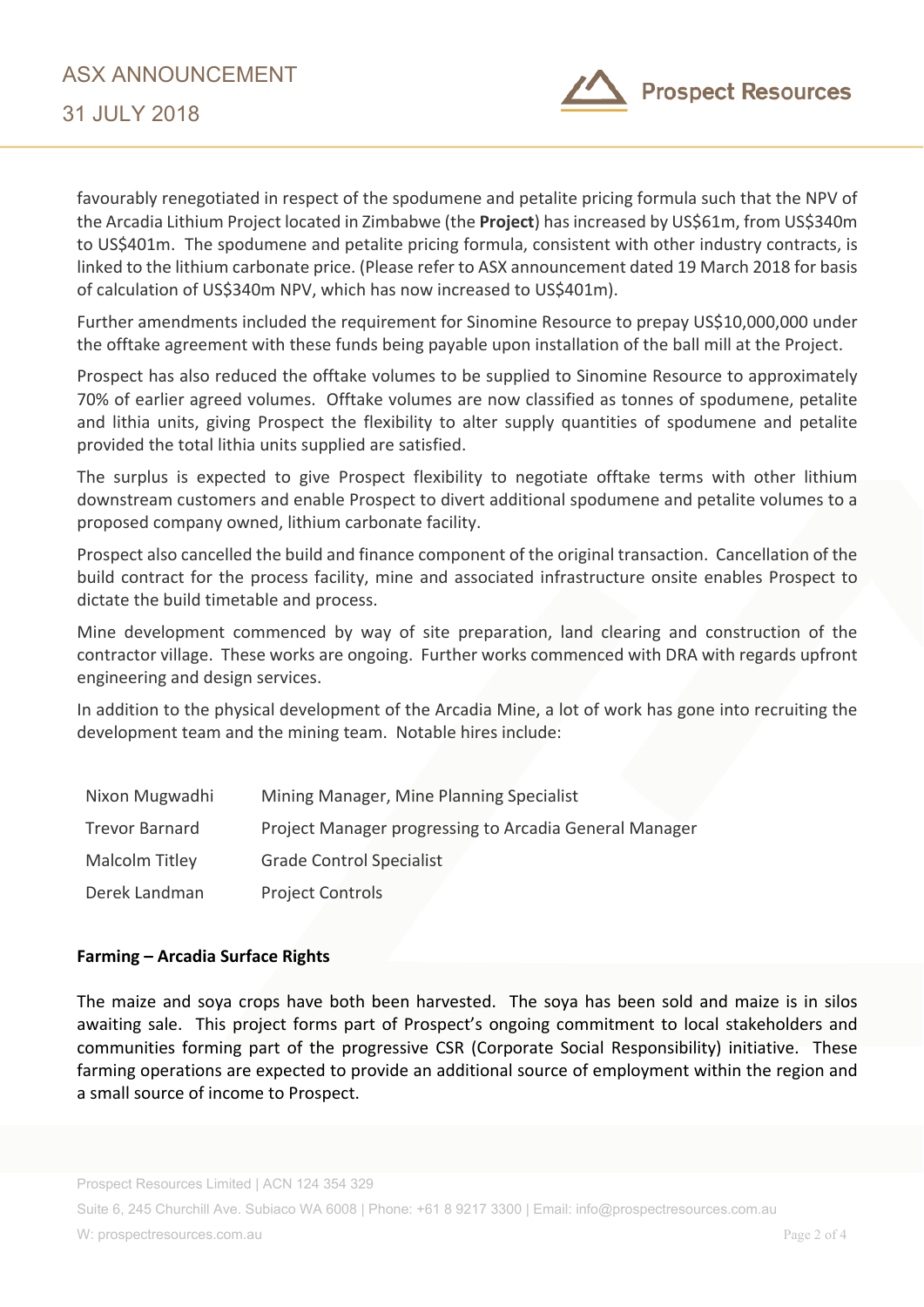favourably renegotiated in respect of the spodumene and petalite pricing formula such that the NPV of the Arcadia Lithium Project located in Zimbabwe (the **Project**) has increased by US$61m, from US$340m to US$401m. The spodumene and petalite pricing formula, consistent with other industry contracts, is linked to the lithium carbonate price. (Please refer to ASX announcement dated 19 March 2018 for basis of calculation of US$340m NPV, which has now increased to US$401m).

Further amendments included the requirement for Sinomine Resource to prepay US$10,000,000 under the offtake agreement with these funds being payable upon installation of the ball mill at the Project.

Prospect has also reduced the offtake volumes to be supplied to Sinomine Resource to approximately 70% of earlier agreed volumes. Offtake volumes are now classified as tonnes of spodumene, petalite and lithia units, giving Prospect the flexibility to alter supply quantities of spodumene and petalite provided the total lithia units supplied are satisfied.

The surplus is expected to give Prospect flexibility to negotiate offtake terms with other lithium downstream customers and enable Prospect to divert additional spodumene and petalite volumes to a proposed company owned, lithium carbonate facility.

Prospect also cancelled the build and finance component of the original transaction. Cancellation of the build contract for the process facility, mine and associated infrastructure onsite enables Prospect to dictate the build timetable and process.

Mine development commenced by way of site preparation, land clearing and construction of the contractor village. These works are ongoing. Further works commenced with DRA with regards upfront engineering and design services.

In addition to the physical development of the Arcadia Mine, a lot of work has gone into recruiting the development team and the mining team. Notable hires include:

| | |
|---|---|
| Nixon Mugwadhi | Mining Manager, Mine Planning Specialist |
| Trevor Barnard | Project Manager progressing to Arcadia General Manager |
| Malcolm Titley | Grade Control Specialist |
| Derek Landman | Project Controls |

**Farming – Arcadia Surface Rights**

The maize and soya crops have both been harvested. The soya has been sold and maize is in silos awaiting sale. This project forms part of Prospect's ongoing commitment to local stakeholders and communities forming part of the progressive CSR (Corporate Social Responsibility) initiative. These farming operations are expected to provide an additional source of employment within the region and a small source of income to Prospect.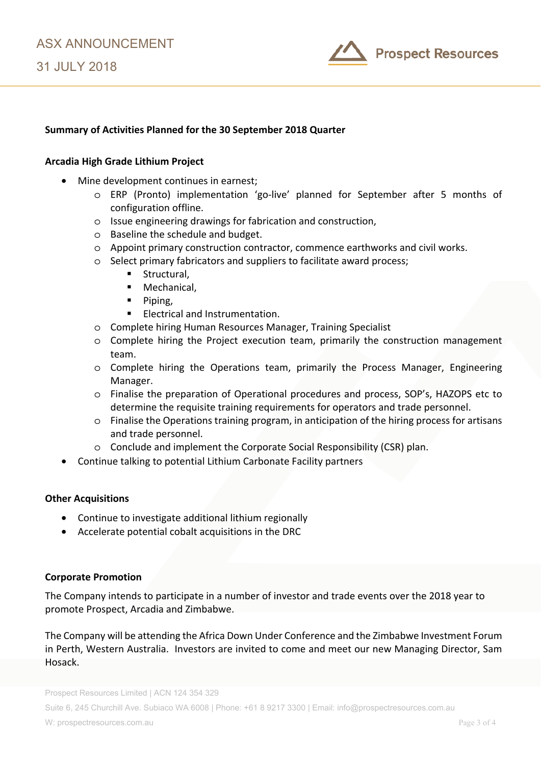**Summary of Activities Planned for the 30 September 2018 Quarter**

**Arcadia High Grade Lithium Project**

- Mine development continues in earnest;
  - ERP (Pronto) implementation 'go-live' planned for September after 5 months of configuration offline.
  - Issue engineering drawings for fabrication and construction,
  - Baseline the schedule and budget.
  - Appoint primary construction contractor, commence earthworks and civil works.
  - Select primary fabricators and suppliers to facilitate award process;
    - Structural,
    - Mechanical,
    - Piping,
    - Electrical and Instrumentation.
  - Complete hiring Human Resources Manager, Training Specialist
  - Complete hiring the Project execution team, primarily the construction management team.
  - Complete hiring the Operations team, primarily the Process Manager, Engineering Manager.
  - Finalise the preparation of Operational procedures and process, SOP's, HAZOPS etc to determine the requisite training requirements for operators and trade personnel.
  - Finalise the Operations training program, in anticipation of the hiring process for artisans and trade personnel.
  - Conclude and implement the Corporate Social Responsibility (CSR) plan.
- Continue talking to potential Lithium Carbonate Facility partners

**Other Acquisitions**

- Continue to investigate additional lithium regionally
- Accelerate potential cobalt acquisitions in the DRC

**Corporate Promotion**

The Company intends to participate in a number of investor and trade events over the 2018 year to promote Prospect, Arcadia and Zimbabwe.

The Company will be attending the Africa Down Under Conference and the Zimbabwe Investment Forum in Perth, Western Australia. Investors are invited to come and meet our new Managing Director, Sam Hosack.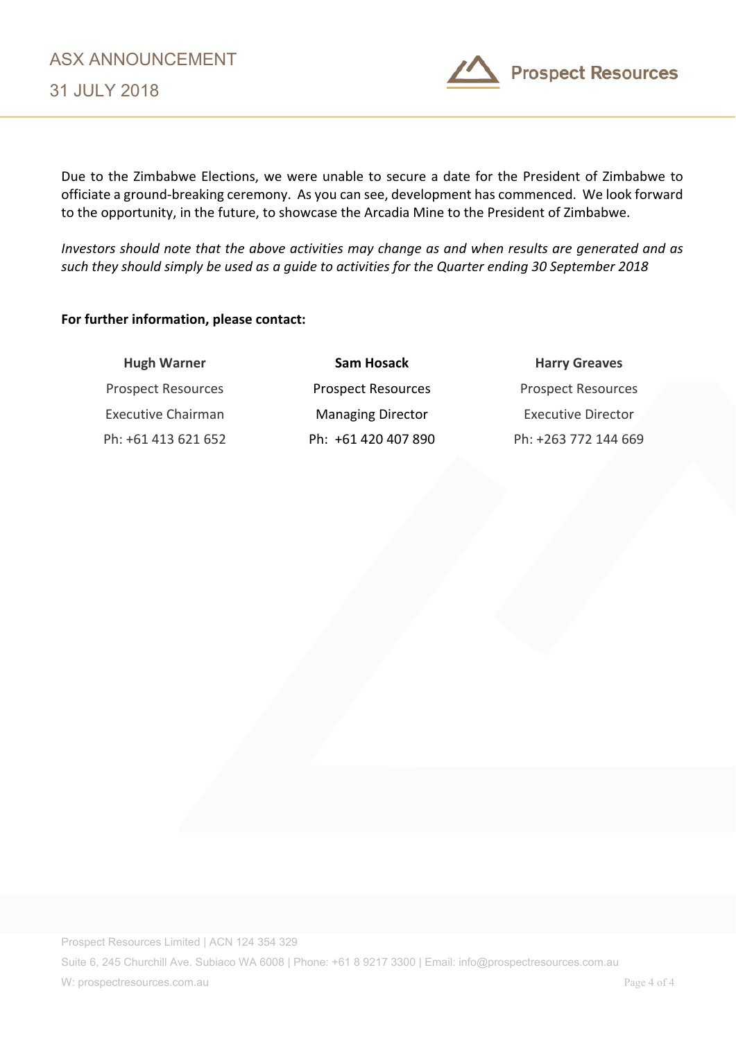Due to the Zimbabwe Elections, we were unable to secure a date for the President of Zimbabwe to officiate a ground-breaking ceremony. As you can see, development has commenced. We look forward to the opportunity, in the future, to showcase the Arcadia Mine to the President of Zimbabwe.

*Investors should note that the above activities may change as and when results are generated and as such they should simply be used as a guide to activities for the Quarter ending 30 September 2018*

**For further information, please contact:**

| | | |
|---|---|---|
| **Hugh Warner** | **Sam Hosack** | **Harry Greaves** |
| Prospect Resources | Prospect Resources | Prospect Resources |
| Executive Chairman | Managing Director | Executive Director |
| Ph: +61 413 621 652 | Ph: +61 420 407 890 | Ph: +263 772 144 669 |

Prospect Resources Limited | ACN 124 354 329

Suite 6, 245 Churchill Ave. Subiaco WA 6008 | Phone: +61 8 9217 3300 | Email: info@prospectresources.com.au

W: prospectresources.com.au